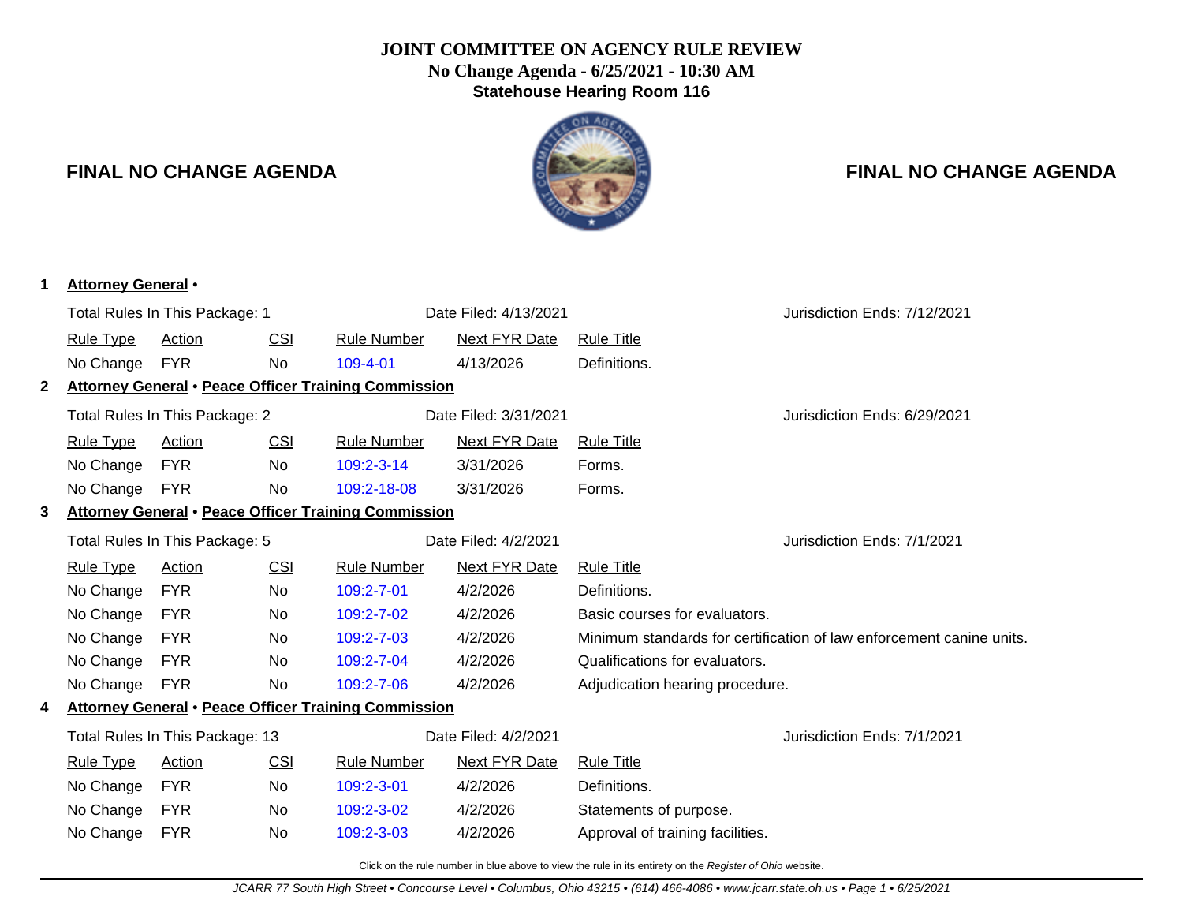# JOINT COMMITTEE ON AGENCY RULE REVIEW

**No Change Agenda - 6/25/2021 - 10:30 AM**

**Statehouse Hearing Room 116**

## FINAL NO CHANGE AGENDA

### 1 Attorney General •

Total Rules In This Package: 1 | Date Filed: 4/13/2021 | Jurisdiction Ends: 7/12/2021

| Rule Type | Action | CSI | Rule Number | Next FYR Date | Rule Title |
|---|---|---|---|---|---|
| No Change | FYR | No | 109-4-01 | 4/13/2026 | Definitions. |

### 2 Attorney General • Peace Officer Training Commission

Total Rules In This Package: 2 | Date Filed: 3/31/2021 | Jurisdiction Ends: 6/29/2021

| Rule Type | Action | CSI | Rule Number | Next FYR Date | Rule Title |
|---|---|---|---|---|---|
| No Change | FYR | No | 109:2-3-14 | 3/31/2026 | Forms. |
| No Change | FYR | No | 109:2-18-08 | 3/31/2026 | Forms. |

### 3 Attorney General • Peace Officer Training Commission

Total Rules In This Package: 5 | Date Filed: 4/2/2021 | Jurisdiction Ends: 7/1/2021

| Rule Type | Action | CSI | Rule Number | Next FYR Date | Rule Title |
|---|---|---|---|---|---|
| No Change | FYR | No | 109:2-7-01 | 4/2/2026 | Definitions. |
| No Change | FYR | No | 109:2-7-02 | 4/2/2026 | Basic courses for evaluators. |
| No Change | FYR | No | 109:2-7-03 | 4/2/2026 | Minimum standards for certification of law enforcement canine units. |
| No Change | FYR | No | 109:2-7-04 | 4/2/2026 | Qualifications for evaluators. |
| No Change | FYR | No | 109:2-7-06 | 4/2/2026 | Adjudication hearing procedure. |

### 4 Attorney General • Peace Officer Training Commission

Total Rules In This Package: 13 | Date Filed: 4/2/2021 | Jurisdiction Ends: 7/1/2021

| Rule Type | Action | CSI | Rule Number | Next FYR Date | Rule Title |
|---|---|---|---|---|---|
| No Change | FYR | No | 109:2-3-01 | 4/2/2026 | Definitions. |
| No Change | FYR | No | 109:2-3-02 | 4/2/2026 | Statements of purpose. |
| No Change | FYR | No | 109:2-3-03 | 4/2/2026 | Approval of training facilities. |

Click on the rule number in blue above to view the rule in its entirety on the *Register of Ohio* website.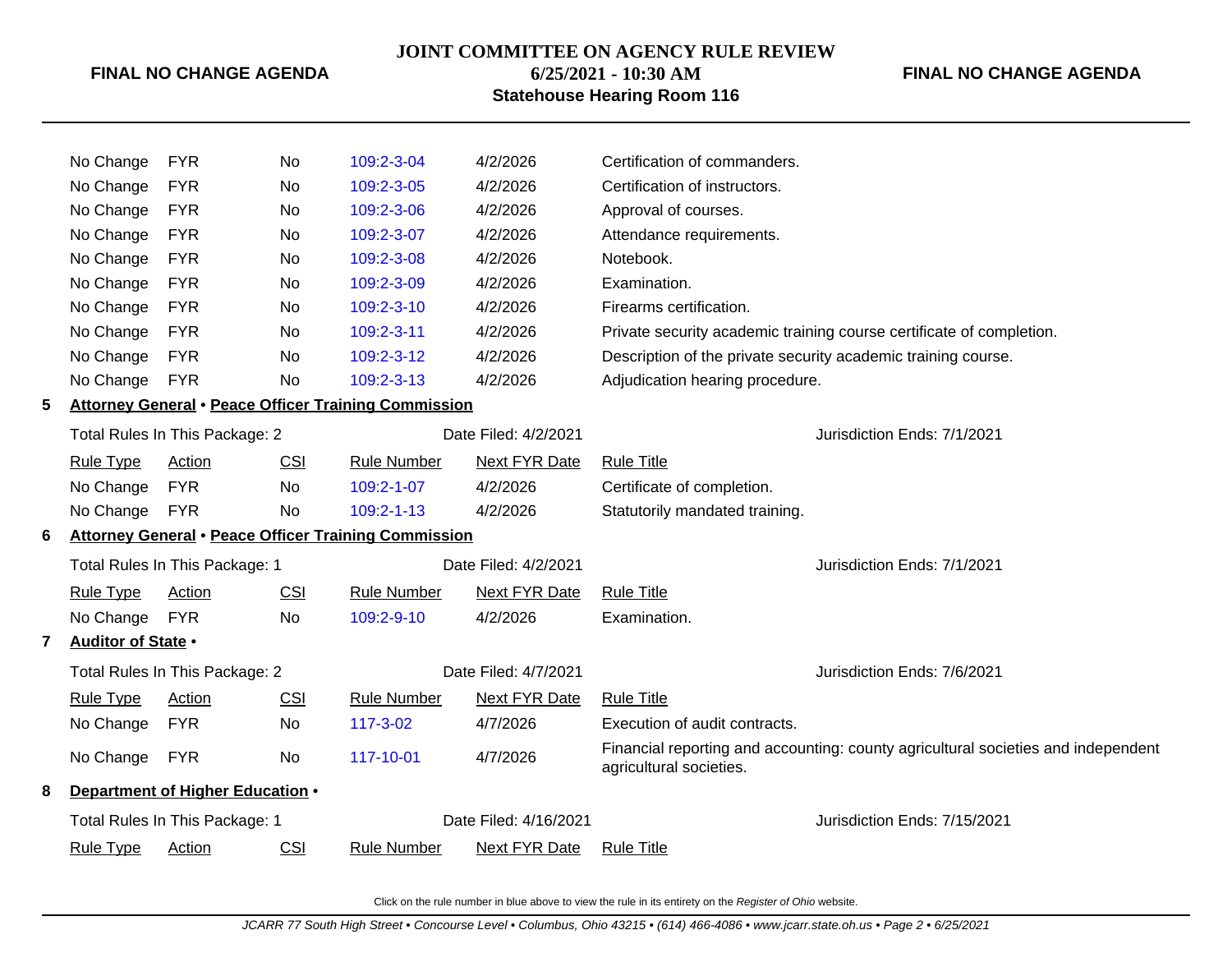| Rule Type | Action | CSI | Rule Number | Next FYR Date | Rule Title |
|---|---|---|---|---|---|
| No Change | FYR | No | 109:2-3-04 | 4/2/2026 | Certification of commanders. |
| No Change | FYR | No | 109:2-3-05 | 4/2/2026 | Certification of instructors. |
| No Change | FYR | No | 109:2-3-06 | 4/2/2026 | Approval of courses. |
| No Change | FYR | No | 109:2-3-07 | 4/2/2026 | Attendance requirements. |
| No Change | FYR | No | 109:2-3-08 | 4/2/2026 | Notebook. |
| No Change | FYR | No | 109:2-3-09 | 4/2/2026 | Examination. |
| No Change | FYR | No | 109:2-3-10 | 4/2/2026 | Firearms certification. |
| No Change | FYR | No | 109:2-3-11 | 4/2/2026 | Private security academic training course certificate of completion. |
| No Change | FYR | No | 109:2-3-12 | 4/2/2026 | Description of the private security academic training course. |
| No Change | FYR | No | 109:2-3-13 | 4/2/2026 | Adjudication hearing procedure. |

**5 Attorney General • Peace Officer Training Commission**

Total Rules In This Package: 2 | Date Filed: 4/2/2021 | Jurisdiction Ends: 7/1/2021

| Rule Type | Action | CSI | Rule Number | Next FYR Date | Rule Title |
|---|---|---|---|---|---|
| No Change | FYR | No | 109:2-1-07 | 4/2/2026 | Certificate of completion. |
| No Change | FYR | No | 109:2-1-13 | 4/2/2026 | Statutorily mandated training. |

**6 Attorney General • Peace Officer Training Commission**

Total Rules In This Package: 1 | Date Filed: 4/2/2021 | Jurisdiction Ends: 7/1/2021

| Rule Type | Action | CSI | Rule Number | Next FYR Date | Rule Title |
|---|---|---|---|---|---|
| No Change | FYR | No | 109:2-9-10 | 4/2/2026 | Examination. |

**7 Auditor of State •**

Total Rules In This Package: 2 | Date Filed: 4/7/2021 | Jurisdiction Ends: 7/6/2021

| Rule Type | Action | CSI | Rule Number | Next FYR Date | Rule Title |
|---|---|---|---|---|---|
| No Change | FYR | No | 117-3-02 | 4/7/2026 | Execution of audit contracts. |
| No Change | FYR | No | 117-10-01 | 4/7/2026 | Financial reporting and accounting: county agricultural societies and independent agricultural societies. |

**8 Department of Higher Education •**

Total Rules In This Package: 1 | Date Filed: 4/16/2021 | Jurisdiction Ends: 7/15/2021

| Rule Type | Action | CSI | Rule Number | Next FYR Date | Rule Title |
|---|---|---|---|---|---|

Click on the rule number in blue above to view the rule in its entirety on the *Register of Ohio* website.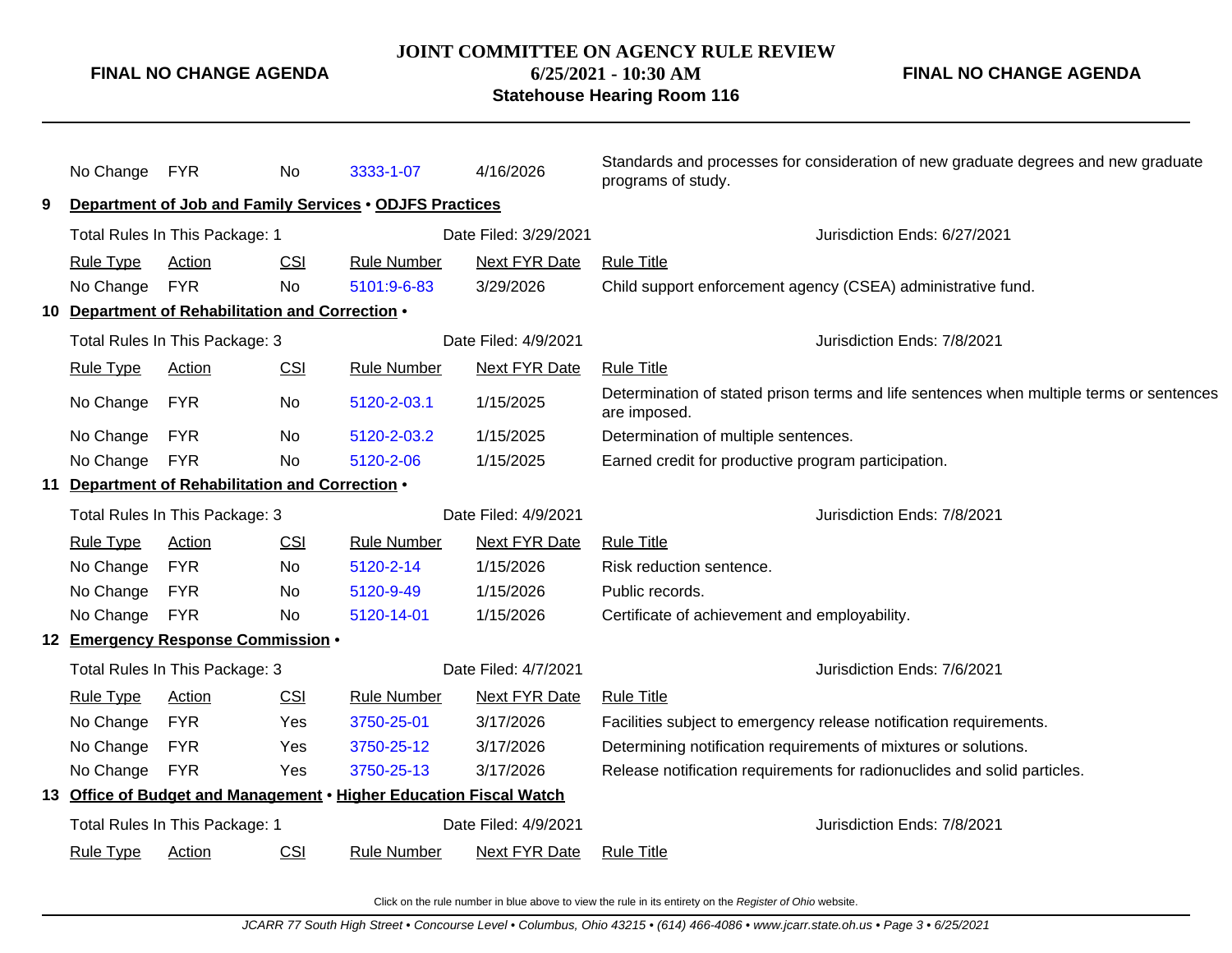| Rule Type | Action | CSI | Rule Number | Next FYR Date | Rule Title |
|---|---|---|---|---|---|
| No Change | FYR | No | 3333-1-07 | 4/16/2026 | Standards and processes for consideration of new graduate degrees and new graduate programs of study. |

**9 Department of Job and Family Services • ODJFS Practices**

Total Rules In This Package: 1 | Date Filed: 3/29/2021 | Jurisdiction Ends: 6/27/2021

| Rule Type | Action | CSI | Rule Number | Next FYR Date | Rule Title |
|---|---|---|---|---|---|
| No Change | FYR | No | 5101:9-6-83 | 3/29/2026 | Child support enforcement agency (CSEA) administrative fund. |

**10 Department of Rehabilitation and Correction •**

Total Rules In This Package: 3 | Date Filed: 4/9/2021 | Jurisdiction Ends: 7/8/2021

| Rule Type | Action | CSI | Rule Number | Next FYR Date | Rule Title |
|---|---|---|---|---|---|
| No Change | FYR | No | 5120-2-03.1 | 1/15/2025 | Determination of stated prison terms and life sentences when multiple terms or sentences are imposed. |
| No Change | FYR | No | 5120-2-03.2 | 1/15/2025 | Determination of multiple sentences. |
| No Change | FYR | No | 5120-2-06 | 1/15/2025 | Earned credit for productive program participation. |

**11 Department of Rehabilitation and Correction •**

Total Rules In This Package: 3 | Date Filed: 4/9/2021 | Jurisdiction Ends: 7/8/2021

| Rule Type | Action | CSI | Rule Number | Next FYR Date | Rule Title |
|---|---|---|---|---|---|
| No Change | FYR | No | 5120-2-14 | 1/15/2026 | Risk reduction sentence. |
| No Change | FYR | No | 5120-9-49 | 1/15/2026 | Public records. |
| No Change | FYR | No | 5120-14-01 | 1/15/2026 | Certificate of achievement and employability. |

**12 Emergency Response Commission •**

Total Rules In This Package: 3 | Date Filed: 4/7/2021 | Jurisdiction Ends: 7/6/2021

| Rule Type | Action | CSI | Rule Number | Next FYR Date | Rule Title |
|---|---|---|---|---|---|
| No Change | FYR | Yes | 3750-25-01 | 3/17/2026 | Facilities subject to emergency release notification requirements. |
| No Change | FYR | Yes | 3750-25-12 | 3/17/2026 | Determining notification requirements of mixtures or solutions. |
| No Change | FYR | Yes | 3750-25-13 | 3/17/2026 | Release notification requirements for radionuclides and solid particles. |

**13 Office of Budget and Management • Higher Education Fiscal Watch**

Total Rules In This Package: 1 | Date Filed: 4/9/2021 | Jurisdiction Ends: 7/8/2021

| Rule Type | Action | CSI | Rule Number | Next FYR Date | Rule Title |
|---|---|---|---|---|---|

Click on the rule number in blue above to view the rule in its entirety on the *Register of Ohio* website.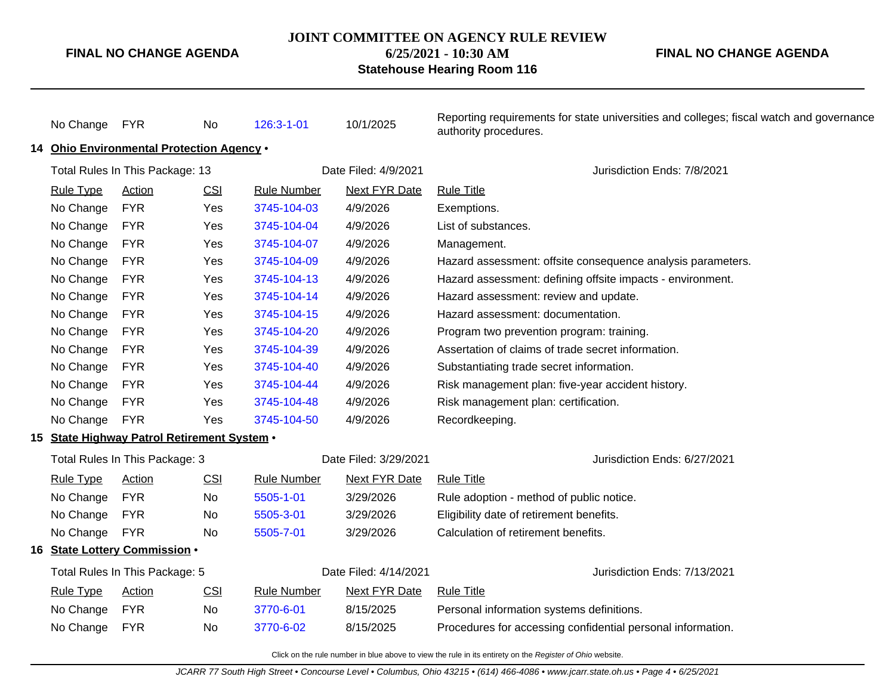| Rule Type | Action | CSI | Rule Number | Next FYR Date | Rule Title |
|---|---|---|---|---|---|
| No Change | FYR | No | 126:3-1-01 | 10/1/2025 | Reporting requirements for state universities and colleges; fiscal watch and governance authority procedures. |

## 14 Ohio Environmental Protection Agency •

Total Rules In This Package: 13 | Date Filed: 4/9/2021 | Jurisdiction Ends: 7/8/2021

| Rule Type | Action | CSI | Rule Number | Next FYR Date | Rule Title |
|---|---|---|---|---|---|
| No Change | FYR | Yes | 3745-104-03 | 4/9/2026 | Exemptions. |
| No Change | FYR | Yes | 3745-104-04 | 4/9/2026 | List of substances. |
| No Change | FYR | Yes | 3745-104-07 | 4/9/2026 | Management. |
| No Change | FYR | Yes | 3745-104-09 | 4/9/2026 | Hazard assessment: offsite consequence analysis parameters. |
| No Change | FYR | Yes | 3745-104-13 | 4/9/2026 | Hazard assessment: defining offsite impacts - environment. |
| No Change | FYR | Yes | 3745-104-14 | 4/9/2026 | Hazard assessment: review and update. |
| No Change | FYR | Yes | 3745-104-15 | 4/9/2026 | Hazard assessment: documentation. |
| No Change | FYR | Yes | 3745-104-20 | 4/9/2026 | Program two prevention program: training. |
| No Change | FYR | Yes | 3745-104-39 | 4/9/2026 | Assertation of claims of trade secret information. |
| No Change | FYR | Yes | 3745-104-40 | 4/9/2026 | Substantiating trade secret information. |
| No Change | FYR | Yes | 3745-104-44 | 4/9/2026 | Risk management plan: five-year accident history. |
| No Change | FYR | Yes | 3745-104-48 | 4/9/2026 | Risk management plan: certification. |
| No Change | FYR | Yes | 3745-104-50 | 4/9/2026 | Recordkeeping. |

## 15 State Highway Patrol Retirement System •

Total Rules In This Package: 3 | Date Filed: 3/29/2021 | Jurisdiction Ends: 6/27/2021

| Rule Type | Action | CSI | Rule Number | Next FYR Date | Rule Title |
|---|---|---|---|---|---|
| No Change | FYR | No | 5505-1-01 | 3/29/2026 | Rule adoption - method of public notice. |
| No Change | FYR | No | 5505-3-01 | 3/29/2026 | Eligibility date of retirement benefits. |
| No Change | FYR | No | 5505-7-01 | 3/29/2026 | Calculation of retirement benefits. |

## 16 State Lottery Commission •

Total Rules In This Package: 5 | Date Filed: 4/14/2021 | Jurisdiction Ends: 7/13/2021

| Rule Type | Action | CSI | Rule Number | Next FYR Date | Rule Title |
|---|---|---|---|---|---|
| No Change | FYR | No | 3770-6-01 | 8/15/2025 | Personal information systems definitions. |
| No Change | FYR | No | 3770-6-02 | 8/15/2025 | Procedures for accessing confidential personal information. |

Click on the rule number in blue above to view the rule in its entirety on the *Register of Ohio* website.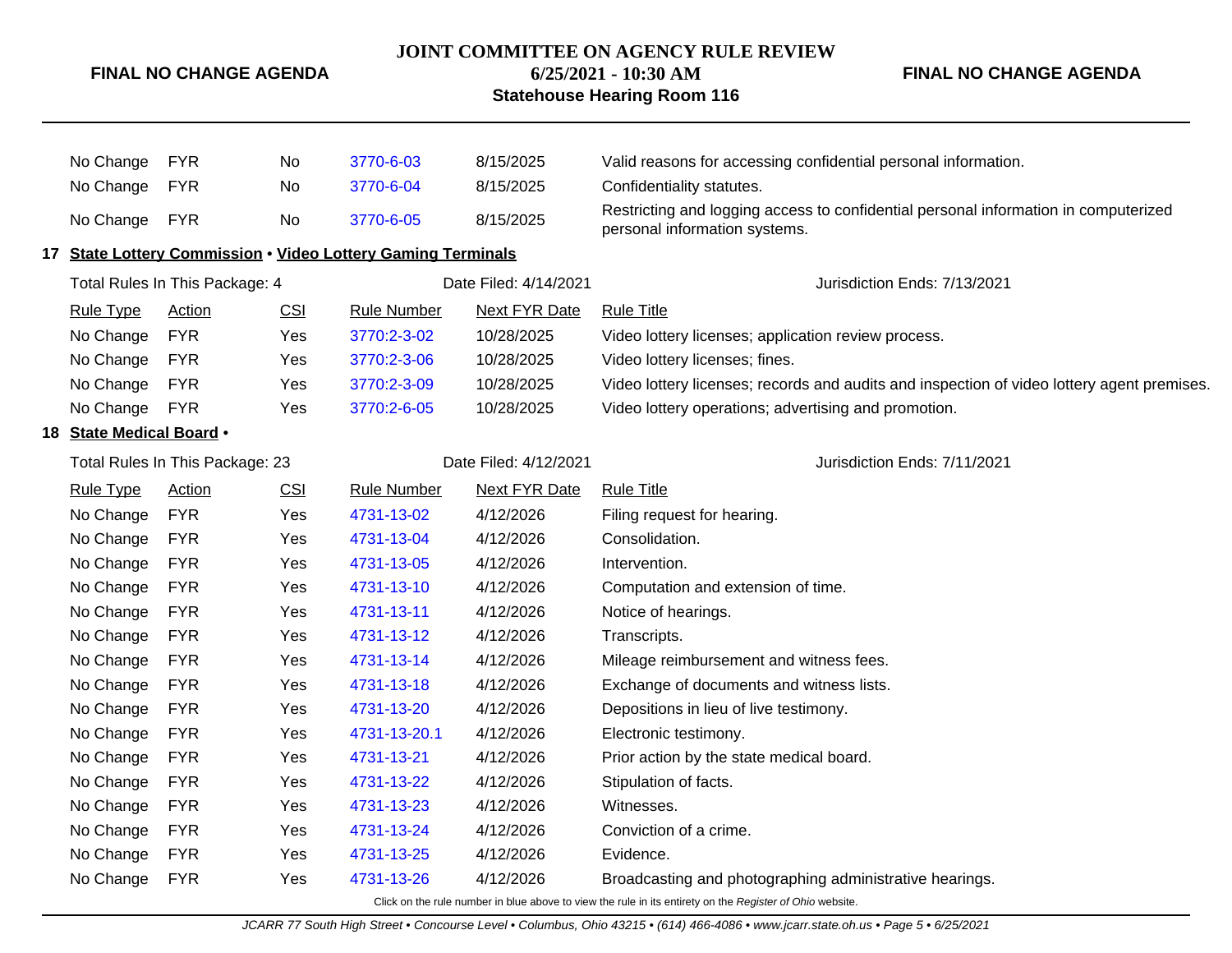| Rule Type | Action | CSI | Rule Number | Next FYR Date | Rule Title |
|---|---|---|---|---|---|
| No Change | FYR | No | 3770-6-03 | 8/15/2025 | Valid reasons for accessing confidential personal information. |
| No Change | FYR | No | 3770-6-04 | 8/15/2025 | Confidentiality statutes. |
| No Change | FYR | No | 3770-6-05 | 8/15/2025 | Restricting and logging access to confidential personal information in computerized personal information systems. |

## 17 State Lottery Commission • Video Lottery Gaming Terminals

Total Rules In This Package: 4 — Date Filed: 4/14/2021 — Jurisdiction Ends: 7/13/2021

| Rule Type | Action | CSI | Rule Number | Next FYR Date | Rule Title |
|---|---|---|---|---|---|
| No Change | FYR | Yes | 3770:2-3-02 | 10/28/2025 | Video lottery licenses; application review process. |
| No Change | FYR | Yes | 3770:2-3-06 | 10/28/2025 | Video lottery licenses; fines. |
| No Change | FYR | Yes | 3770:2-3-09 | 10/28/2025 | Video lottery licenses; records and audits and inspection of video lottery agent premises. |
| No Change | FYR | Yes | 3770:2-6-05 | 10/28/2025 | Video lottery operations; advertising and promotion. |

## 18 State Medical Board •

Total Rules In This Package: 23 — Date Filed: 4/12/2021 — Jurisdiction Ends: 7/11/2021

| Rule Type | Action | CSI | Rule Number | Next FYR Date | Rule Title |
|---|---|---|---|---|---|
| No Change | FYR | Yes | 4731-13-02 | 4/12/2026 | Filing request for hearing. |
| No Change | FYR | Yes | 4731-13-04 | 4/12/2026 | Consolidation. |
| No Change | FYR | Yes | 4731-13-05 | 4/12/2026 | Intervention. |
| No Change | FYR | Yes | 4731-13-10 | 4/12/2026 | Computation and extension of time. |
| No Change | FYR | Yes | 4731-13-11 | 4/12/2026 | Notice of hearings. |
| No Change | FYR | Yes | 4731-13-12 | 4/12/2026 | Transcripts. |
| No Change | FYR | Yes | 4731-13-14 | 4/12/2026 | Mileage reimbursement and witness fees. |
| No Change | FYR | Yes | 4731-13-18 | 4/12/2026 | Exchange of documents and witness lists. |
| No Change | FYR | Yes | 4731-13-20 | 4/12/2026 | Depositions in lieu of live testimony. |
| No Change | FYR | Yes | 4731-13-20.1 | 4/12/2026 | Electronic testimony. |
| No Change | FYR | Yes | 4731-13-21 | 4/12/2026 | Prior action by the state medical board. |
| No Change | FYR | Yes | 4731-13-22 | 4/12/2026 | Stipulation of facts. |
| No Change | FYR | Yes | 4731-13-23 | 4/12/2026 | Witnesses. |
| No Change | FYR | Yes | 4731-13-24 | 4/12/2026 | Conviction of a crime. |
| No Change | FYR | Yes | 4731-13-25 | 4/12/2026 | Evidence. |
| No Change | FYR | Yes | 4731-13-26 | 4/12/2026 | Broadcasting and photographing administrative hearings. |

Click on the rule number in blue above to view the rule in its entirety on the *Register of Ohio* website.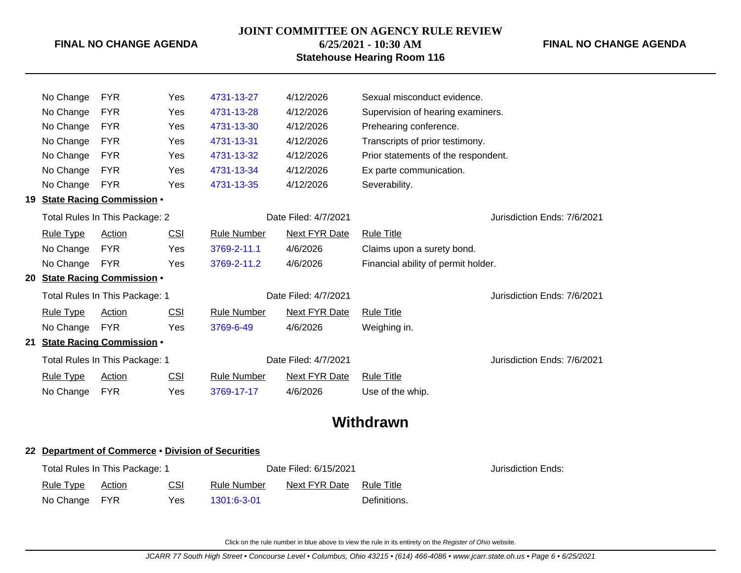| Rule Type | Action | CSI | Rule Number | Next FYR Date | Rule Title |
|---|---|---|---|---|---|
| No Change | FYR | Yes | 4731-13-27 | 4/12/2026 | Sexual misconduct evidence. |
| No Change | FYR | Yes | 4731-13-28 | 4/12/2026 | Supervision of hearing examiners. |
| No Change | FYR | Yes | 4731-13-30 | 4/12/2026 | Prehearing conference. |
| No Change | FYR | Yes | 4731-13-31 | 4/12/2026 | Transcripts of prior testimony. |
| No Change | FYR | Yes | 4731-13-32 | 4/12/2026 | Prior statements of the respondent. |
| No Change | FYR | Yes | 4731-13-34 | 4/12/2026 | Ex parte communication. |
| No Change | FYR | Yes | 4731-13-35 | 4/12/2026 | Severability. |

**19 State Racing Commission •**

Total Rules In This Package: 2 — Date Filed: 4/7/2021 — Jurisdiction Ends: 7/6/2021

| Rule Type | Action | CSI | Rule Number | Next FYR Date | Rule Title |
|---|---|---|---|---|---|
| No Change | FYR | Yes | 3769-2-11.1 | 4/6/2026 | Claims upon a surety bond. |
| No Change | FYR | Yes | 3769-2-11.2 | 4/6/2026 | Financial ability of permit holder. |

**20 State Racing Commission •**

Total Rules In This Package: 1 — Date Filed: 4/7/2021 — Jurisdiction Ends: 7/6/2021

| Rule Type | Action | CSI | Rule Number | Next FYR Date | Rule Title |
|---|---|---|---|---|---|
| No Change | FYR | Yes | 3769-6-49 | 4/6/2026 | Weighing in. |

**21 State Racing Commission •**

Total Rules In This Package: 1 — Date Filed: 4/7/2021 — Jurisdiction Ends: 7/6/2021

| Rule Type | Action | CSI | Rule Number | Next FYR Date | Rule Title |
|---|---|---|---|---|---|
| No Change | FYR | Yes | 3769-17-17 | 4/6/2026 | Use of the whip. |

## Withdrawn

**22 Department of Commerce • Division of Securities**

Total Rules In This Package: 1 — Date Filed: 6/15/2021 — Jurisdiction Ends:

| Rule Type | Action | CSI | Rule Number | Next FYR Date | Rule Title |
|---|---|---|---|---|---|
| No Change | FYR | Yes | 1301:6-3-01 | | Definitions. |

Click on the rule number in blue above to view the rule in its entirety on the *Register of Ohio* website.